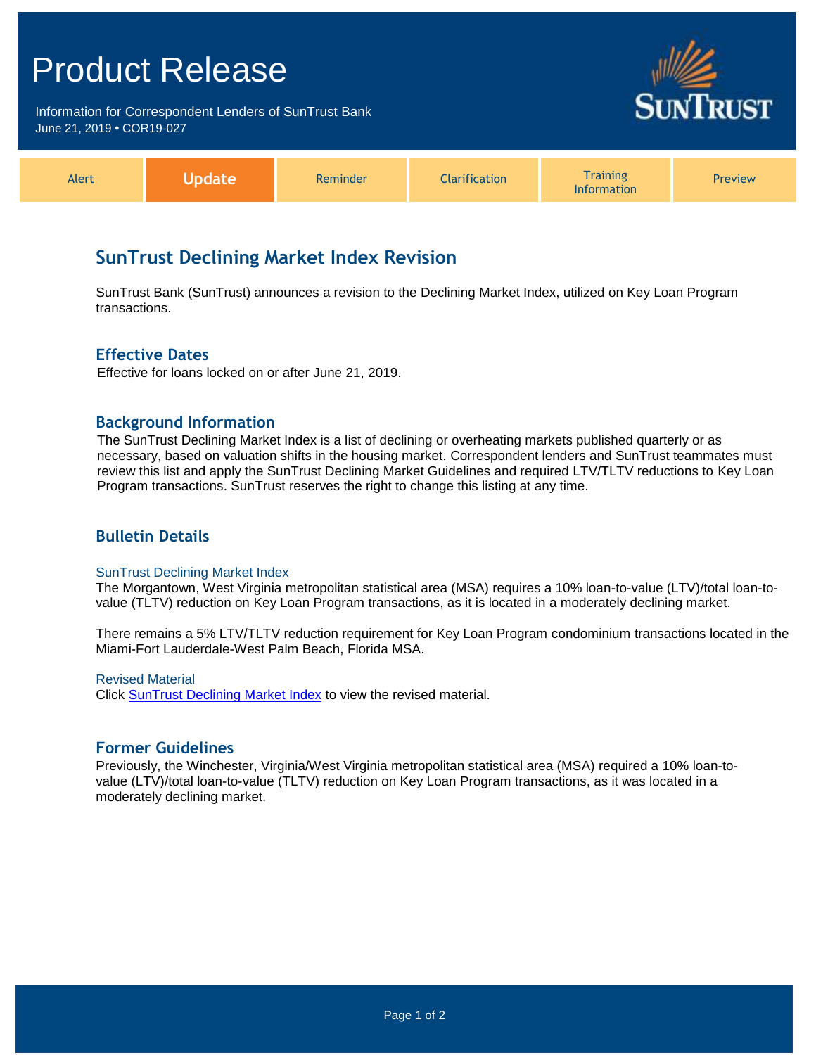# Product Release

Information for Correspondent Lenders of SunTrust Bank
June 21, 2019 • COR19-027

Alert | **Update** | Reminder | Clarification | Training Information | Preview

## SunTrust Declining Market Index Revision

SunTrust Bank (SunTrust) announces a revision to the Declining Market Index, utilized on Key Loan Program transactions.

### Effective Dates

Effective for loans locked on or after June 21, 2019.

### Background Information

The SunTrust Declining Market Index is a list of declining or overheating markets published quarterly or as necessary, based on valuation shifts in the housing market. Correspondent lenders and SunTrust teammates must review this list and apply the SunTrust Declining Market Guidelines and required LTV/TLTV reductions to Key Loan Program transactions. SunTrust reserves the right to change this listing at any time.

### Bulletin Details

#### SunTrust Declining Market Index

The Morgantown, West Virginia metropolitan statistical area (MSA) requires a 10% loan-to-value (LTV)/total loan-to-value (TLTV) reduction on Key Loan Program transactions, as it is located in a moderately declining market.

There remains a 5% LTV/TLTV reduction requirement for Key Loan Program condominium transactions located in the Miami-Fort Lauderdale-West Palm Beach, Florida MSA.

#### Revised Material

Click SunTrust Declining Market Index to view the revised material.

### Former Guidelines

Previously, the Winchester, Virginia/West Virginia metropolitan statistical area (MSA) required a 10% loan-to-value (LTV)/total loan-to-value (TLTV) reduction on Key Loan Program transactions, as it was located in a moderately declining market.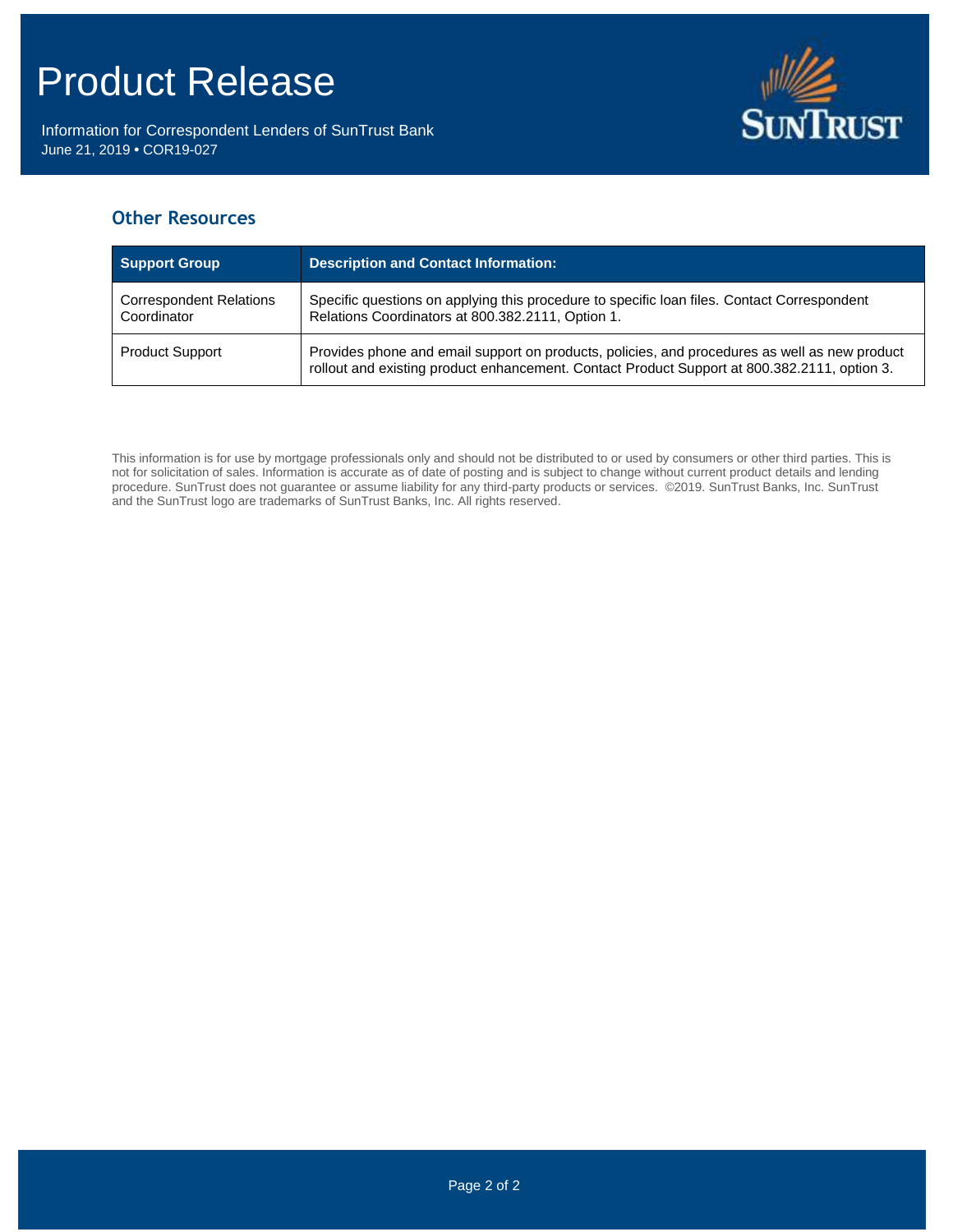## Other Resources

| Support Group | Description and Contact Information: |
| --- | --- |
| Correspondent Relations Coordinator | Specific questions on applying this procedure to specific loan files. Contact Correspondent Relations Coordinators at 800.382.2111, Option 1. |
| Product Support | Provides phone and email support on products, policies, and procedures as well as new product rollout and existing product enhancement. Contact Product Support at 800.382.2111, option 3. |

This information is for use by mortgage professionals only and should not be distributed to or used by consumers or other third parties. This is not for solicitation of sales. Information is accurate as of date of posting and is subject to change without current product details and lending procedure. SunTrust does not guarantee or assume liability for any third-party products or services. ©2019. SunTrust Banks, Inc. SunTrust and the SunTrust logo are trademarks of SunTrust Banks, Inc. All rights reserved.